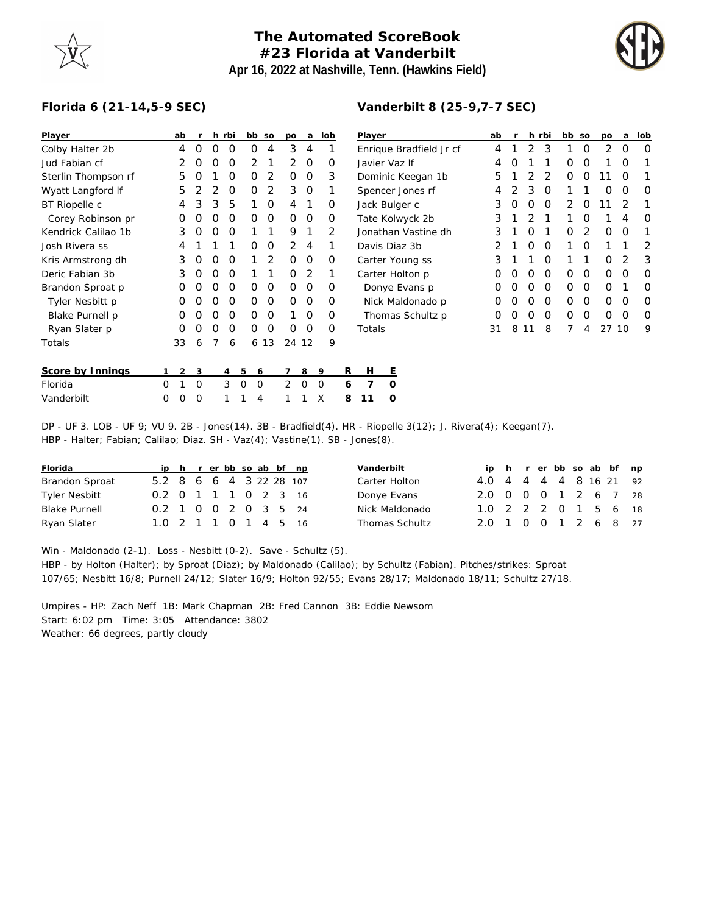# The Automated ScoreBook
## #23 Florida at Vanderbilt
### Apr 16, 2022 at Nashville, Tenn. (Hawkins Field)

**Florida 6 (21-14,5-9 SEC)**

| Player | ab | r | h | rbi | bb | so | po | a | lob |
|---|---|---|---|---|---|---|---|---|---|
| Colby Halter 2b | 4 | 0 | 0 | 0 | 0 | 4 | 3 | 4 | 1 |
| Jud Fabian cf | 2 | 0 | 0 | 0 | 2 | 1 | 2 | 0 | 0 |
| Sterlin Thompson rf | 5 | 0 | 1 | 0 | 0 | 2 | 0 | 0 | 3 |
| Wyatt Langford lf | 5 | 2 | 2 | 0 | 0 | 2 | 3 | 0 | 1 |
| BT Riopelle c | 4 | 3 | 3 | 5 | 1 | 0 | 4 | 1 | 0 |
| Corey Robinson pr | 0 | 0 | 0 | 0 | 0 | 0 | 0 | 0 | 0 |
| Kendrick Calilao 1b | 3 | 0 | 0 | 0 | 1 | 1 | 9 | 1 | 2 |
| Josh Rivera ss | 4 | 1 | 1 | 1 | 0 | 0 | 2 | 4 | 1 |
| Kris Armstrong dh | 3 | 0 | 0 | 0 | 1 | 2 | 0 | 0 | 0 |
| Deric Fabian 3b | 3 | 0 | 0 | 0 | 1 | 1 | 0 | 2 | 1 |
| Brandon Sproat p | 0 | 0 | 0 | 0 | 0 | 0 | 0 | 0 | 0 |
| Tyler Nesbitt p | 0 | 0 | 0 | 0 | 0 | 0 | 0 | 0 | 0 |
| Blake Purnell p | 0 | 0 | 0 | 0 | 0 | 0 | 1 | 0 | 0 |
| Ryan Slater p | 0 | 0 | 0 | 0 | 0 | 0 | 0 | 0 | 0 |
| Totals | 33 | 6 | 7 | 6 | 6 | 13 | 24 | 12 | 9 |

**Vanderbilt 8 (25-9,7-7 SEC)**

| Player | ab | r | h | rbi | bb | so | po | a | lob |
|---|---|---|---|---|---|---|---|---|---|
| Enrique Bradfield Jr cf | 4 | 1 | 2 | 3 | 1 | 0 | 2 | 0 | 0 |
| Javier Vaz lf | 4 | 0 | 1 | 1 | 0 | 0 | 1 | 0 | 1 |
| Dominic Keegan 1b | 5 | 1 | 2 | 2 | 0 | 0 | 11 | 0 | 1 |
| Spencer Jones rf | 4 | 2 | 3 | 0 | 1 | 1 | 0 | 0 | 0 |
| Jack Bulger c | 3 | 0 | 0 | 0 | 2 | 0 | 11 | 2 | 1 |
| Tate Kolwyck 2b | 3 | 1 | 2 | 1 | 1 | 0 | 1 | 4 | 0 |
| Jonathan Vastine dh | 3 | 1 | 0 | 1 | 0 | 2 | 0 | 0 | 1 |
| Davis Diaz 3b | 2 | 1 | 0 | 0 | 1 | 0 | 1 | 1 | 2 |
| Carter Young ss | 3 | 1 | 1 | 0 | 1 | 1 | 0 | 2 | 3 |
| Carter Holton p | 0 | 0 | 0 | 0 | 0 | 0 | 0 | 0 | 0 |
| Donye Evans p | 0 | 0 | 0 | 0 | 0 | 0 | 0 | 1 | 0 |
| Nick Maldonado p | 0 | 0 | 0 | 0 | 0 | 0 | 0 | 0 | 0 |
| Thomas Schultz p | 0 | 0 | 0 | 0 | 0 | 0 | 0 | 0 | 0 |
| Totals | 31 | 8 | 11 | 8 | 7 | 4 | 27 | 10 | 9 |

| Score by Innings | 1 | 2 | 3 | 4 | 5 | 6 | 7 | 8 | 9 | R | H | E |
|---|---|---|---|---|---|---|---|---|---|---|---|---|
| Florida | 0 | 1 | 0 | 3 | 0 | 0 | 2 | 0 | 0 | 6 | 7 | 0 |
| Vanderbilt | 0 | 0 | 0 | 1 | 1 | 4 | 1 | 1 | X | 8 | 11 | 0 |

DP - UF 3. LOB - UF 9; VU 9. 2B - Jones(14). 3B - Bradfield(4). HR - Riopelle 3(12); J. Rivera(4); Keegan(7).
HBP - Halter; Fabian; Calilao; Diaz. SH - Vaz(4); Vastine(1). SB - Jones(8).

| Florida | ip | h | r | er | bb | so | ab | bf | np |
|---|---|---|---|---|---|---|---|---|---|
| Brandon Sproat | 5.2 | 8 | 6 | 6 | 4 | 3 | 22 | 28 | 107 |
| Tyler Nesbitt | 0.2 | 0 | 1 | 1 | 1 | 0 | 2 | 3 | 16 |
| Blake Purnell | 0.2 | 1 | 0 | 0 | 2 | 0 | 3 | 5 | 24 |
| Ryan Slater | 1.0 | 2 | 1 | 1 | 0 | 1 | 4 | 5 | 16 |

| Vanderbilt | ip | h | r | er | bb | so | ab | bf | np |
|---|---|---|---|---|---|---|---|---|---|
| Carter Holton | 4.0 | 4 | 4 | 4 | 4 | 8 | 16 | 21 | 92 |
| Donye Evans | 2.0 | 0 | 0 | 0 | 1 | 2 | 6 | 7 | 28 |
| Nick Maldonado | 1.0 | 2 | 2 | 2 | 0 | 1 | 5 | 6 | 18 |
| Thomas Schultz | 2.0 | 1 | 0 | 0 | 1 | 2 | 6 | 8 | 27 |

Win - Maldonado (2-1). Loss - Nesbitt (0-2). Save - Schultz (5).
HBP - by Holton (Halter); by Sproat (Diaz); by Maldonado (Calilao); by Schultz (Fabian). Pitches/strikes: Sproat 107/65; Nesbitt 16/8; Purnell 24/12; Slater 16/9; Holton 92/55; Evans 28/17; Maldonado 18/11; Schultz 27/18.

Umpires - HP: Zach Neff 1B: Mark Chapman 2B: Fred Cannon 3B: Eddie Newsom
Start: 6:02 pm Time: 3:05 Attendance: 3802
Weather: 66 degrees, partly cloudy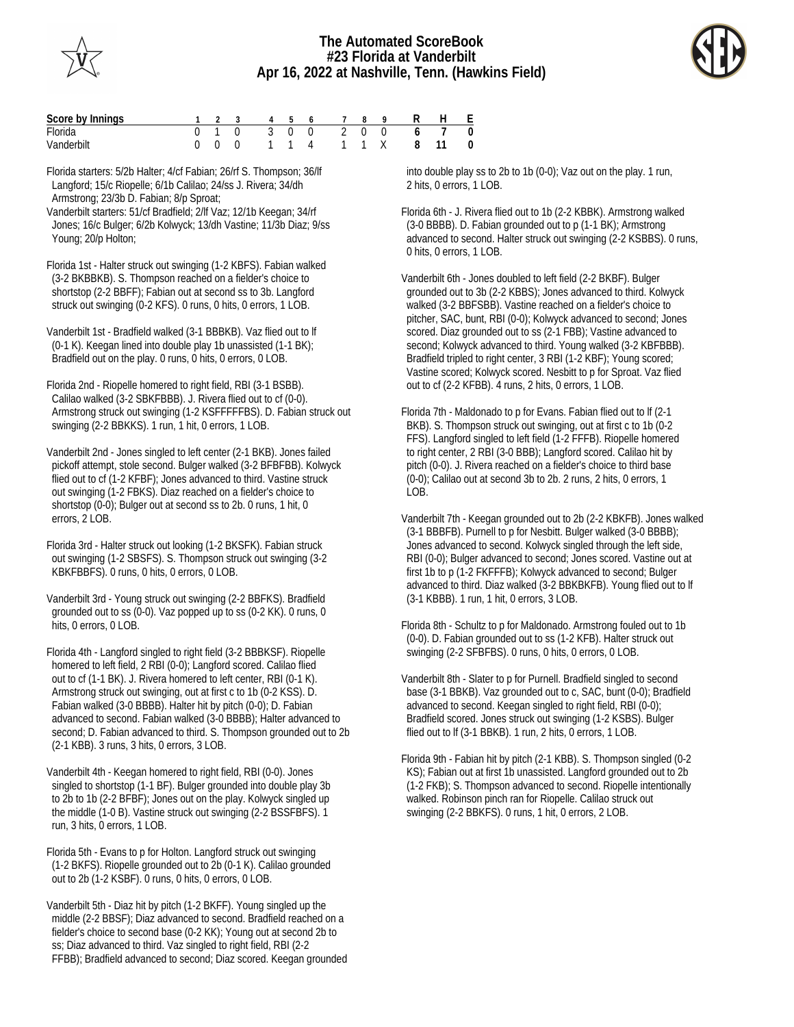# The Automated ScoreBook
## #23 Florida at Vanderbilt
## Apr 16, 2022 at Nashville, Tenn. (Hawkins Field)

| Score by Innings | 1 | 2 | 3 | 4 | 5 | 6 | 7 | 8 | 9 | R | H | E |
|---|---|---|---|---|---|---|---|---|---|---|---|---|
| Florida | 0 | 1 | 0 | 3 | 0 | 0 | 2 | 0 | 0 | 6 | 7 | 0 |
| Vanderbilt | 0 | 0 | 0 | 1 | 1 | 4 | 1 | 1 | X | 8 | 11 | 0 |

Florida starters: 5/2b Halter; 4/cf Fabian; 26/rf S. Thompson; 36/lf Langford; 15/c Riopelle; 6/1b Calilao; 24/ss J. Rivera; 34/dh Armstrong; 23/3b D. Fabian; 8/p Sproat;

Vanderbilt starters: 51/cf Bradfield; 2/lf Vaz; 12/1b Keegan; 34/rf Jones; 16/c Bulger; 6/2b Kolwyck; 13/dh Vastine; 11/3b Diaz; 9/ss Young; 20/p Holton;

Florida 1st - Halter struck out swinging (1-2 KBFS). Fabian walked (3-2 BKBBKB). S. Thompson reached on a fielder's choice to shortstop (2-2 BBFF); Fabian out at second ss to 3b. Langford struck out swinging (0-2 KFS). 0 runs, 0 hits, 0 errors, 1 LOB.

Vanderbilt 1st - Bradfield walked (3-1 BBBKB). Vaz flied out to lf (0-1 K). Keegan lined into double play 1b unassisted (1-1 BK); Bradfield out on the play. 0 runs, 0 hits, 0 errors, 0 LOB.

Florida 2nd - Riopelle homered to right field, RBI (3-1 BSBB). Calilao walked (3-2 SBKFBBB). J. Rivera flied out to cf (0-0). Armstrong struck out swinging (1-2 KSFFFFFBS). D. Fabian struck out swinging (2-2 BBKKS). 1 run, 1 hit, 0 errors, 1 LOB.

Vanderbilt 2nd - Jones singled to left center (2-1 BKB). Jones failed pickoff attempt, stole second. Bulger walked (3-2 BFBFBB). Kolwyck flied out to cf (1-2 KFBF); Jones advanced to third. Vastine struck out swinging (1-2 FBKS). Diaz reached on a fielder's choice to shortstop (0-0); Bulger out at second ss to 2b. 0 runs, 1 hit, 0 errors, 2 LOB.

Florida 3rd - Halter struck out looking (1-2 BKSFK). Fabian struck out swinging (1-2 SBSFS). S. Thompson struck out swinging (3-2 KBKFBBFS). 0 runs, 0 hits, 0 errors, 0 LOB.

Vanderbilt 3rd - Young struck out swinging (2-2 BBFKS). Bradfield grounded out to ss (0-0). Vaz popped up to ss (0-2 KK). 0 runs, 0 hits, 0 errors, 0 LOB.

Florida 4th - Langford singled to right field (3-2 BBBKSF). Riopelle homered to left field, 2 RBI (0-0); Langford scored. Calilao flied out to cf (1-1 BK). J. Rivera homered to left center, RBI (0-1 K). Armstrong struck out swinging, out at first c to 1b (0-2 KSS). D. Fabian walked (3-0 BBBB). Halter hit by pitch (0-0); D. Fabian advanced to second. Fabian walked (3-0 BBBB); Halter advanced to second; D. Fabian advanced to third. S. Thompson grounded out to 2b (2-1 KBB). 3 runs, 3 hits, 0 errors, 3 LOB.

Vanderbilt 4th - Keegan homered to right field, RBI (0-0). Jones singled to shortstop (1-1 BF). Bulger grounded into double play 3b to 2b to 1b (2-2 BFBF); Jones out on the play. Kolwyck singled up the middle (1-0 B). Vastine struck out swinging (2-2 BSSFBFS). 1 run, 3 hits, 0 errors, 1 LOB.

Florida 5th - Evans to p for Holton. Langford struck out swinging (1-2 BKFS). Riopelle grounded out to 2b (0-1 K). Calilao grounded out to 2b (1-2 KSBF). 0 runs, 0 hits, 0 errors, 0 LOB.

Vanderbilt 5th - Diaz hit by pitch (1-2 BKFF). Young singled up the middle (2-2 BBSF); Diaz advanced to second. Bradfield reached on a fielder's choice to second base (0-2 KK); Young out at second 2b to ss; Diaz advanced to third. Vaz singled to right field, RBI (2-2 FFBB); Bradfield advanced to second; Diaz scored. Keegan grounded into double play ss to 2b to 1b (0-0); Vaz out on the play. 1 run, 2 hits, 0 errors, 1 LOB.

Florida 6th - J. Rivera flied out to 1b (2-2 KBBK). Armstrong walked (3-0 BBBB). D. Fabian grounded out to p (1-1 BK); Armstrong advanced to second. Halter struck out swinging (2-2 KSBBS). 0 runs, 0 hits, 0 errors, 1 LOB.

Vanderbilt 6th - Jones doubled to left field (2-2 BKBF). Bulger grounded out to 3b (2-2 KBBS); Jones advanced to third. Kolwyck walked (3-2 BBFSBB). Vastine reached on a fielder's choice to pitcher, SAC, bunt, RBI (0-0); Kolwyck advanced to second; Jones scored. Diaz grounded out to ss (2-1 FBB); Vastine advanced to second; Kolwyck advanced to third. Young walked (3-2 KBFBBB). Bradfield tripled to right center, 3 RBI (1-2 KBF); Young scored; Vastine scored; Kolwyck scored. Nesbitt to p for Sproat. Vaz flied out to cf (2-2 KFBB). 4 runs, 2 hits, 0 errors, 1 LOB.

Florida 7th - Maldonado to p for Evans. Fabian flied out to lf (2-1 BKB). S. Thompson struck out swinging, out at first c to 1b (0-2 FFS). Langford singled to left field (1-2 FFFB). Riopelle homered to right center, 2 RBI (3-0 BBB); Langford scored. Calilao hit by pitch (0-0). J. Rivera reached on a fielder's choice to third base (0-0); Calilao out at second 3b to 2b. 2 runs, 2 hits, 0 errors, 1 LOB.

Vanderbilt 7th - Keegan grounded out to 2b (2-2 KBKFB). Jones walked (3-1 BBBFB). Purnell to p for Nesbitt. Bulger walked (3-0 BBBB); Jones advanced to second. Kolwyck singled through the left side, RBI (0-0); Bulger advanced to second; Jones scored. Vastine out at first 1b to p (1-2 FKFFFB); Kolwyck advanced to second; Bulger advanced to third. Diaz walked (3-2 BBKBKFB). Young flied out to lf (3-1 KBBB). 1 run, 1 hit, 0 errors, 3 LOB.

Florida 8th - Schultz to p for Maldonado. Armstrong fouled out to 1b (0-0). D. Fabian grounded out to ss (1-2 KFB). Halter struck out swinging (2-2 SFBFBS). 0 runs, 0 hits, 0 errors, 0 LOB.

Vanderbilt 8th - Slater to p for Purnell. Bradfield singled to second base (3-1 BBKB). Vaz grounded out to c, SAC, bunt (0-0); Bradfield advanced to second. Keegan singled to right field, RBI (0-0); Bradfield scored. Jones struck out swinging (1-2 KSBS). Bulger flied out to lf (3-1 BBKB). 1 run, 2 hits, 0 errors, 1 LOB.

Florida 9th - Fabian hit by pitch (2-1 KBB). S. Thompson singled (0-2 KS); Fabian out at first 1b unassisted. Langford grounded out to 2b (1-2 FKB); S. Thompson advanced to second. Riopelle intentionally walked. Robinson pinch ran for Riopelle. Calilao struck out swinging (2-2 BBKFS). 0 runs, 1 hit, 0 errors, 2 LOB.